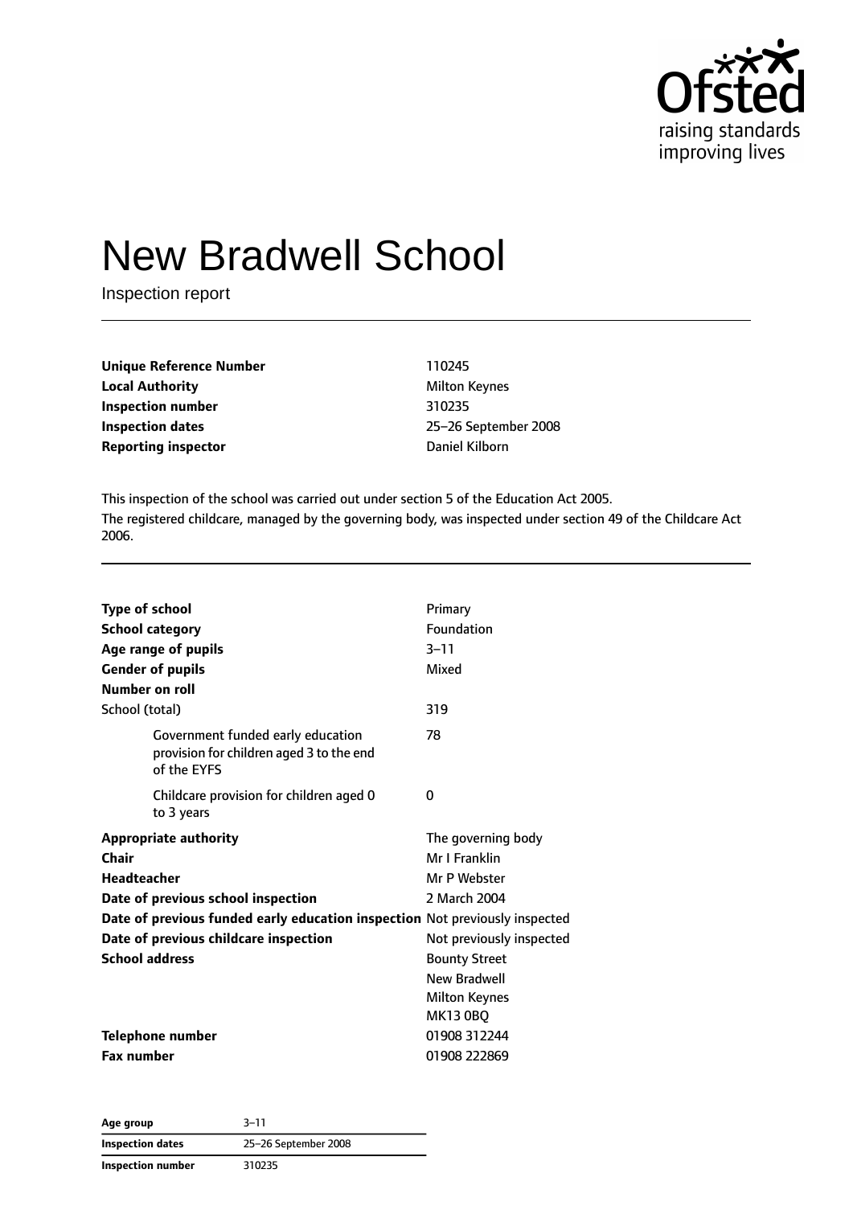Ofsted raising standards improving lives

# New Bradwell School

Inspection report

| | |
|---|---|
| **Unique Reference Number** | 110245 |
| **Local Authority** | Milton Keynes |
| **Inspection number** | 310235 |
| **Inspection dates** | 25–26 September 2008 |
| **Reporting inspector** | Daniel Kilborn |

This inspection of the school was carried out under section 5 of the Education Act 2005.

The registered childcare, managed by the governing body, was inspected under section 49 of the Childcare Act 2006.

| | |
|---|---|
| **Type of school** | Primary |
| **School category** | Foundation |
| **Age range of pupils** | 3–11 |
| **Gender of pupils** | Mixed |
| **Number on roll** | |
| School (total) | 319 |
| Government funded early education provision for children aged 3 to the end of the EYFS | 78 |
| Childcare provision for children aged 0 to 3 years | 0 |
| **Appropriate authority** | The governing body |
| **Chair** | Mr I Franklin |
| **Headteacher** | Mr P Webster |
| **Date of previous school inspection** | 2 March 2004 |
| **Date of previous funded early education inspection** | Not previously inspected |
| **Date of previous childcare inspection** | Not previously inspected |
| **School address** | Bounty Street<br>New Bradwell<br>Milton Keynes<br>MK13 0BQ |
| **Telephone number** | 01908 312244 |
| **Fax number** | 01908 222869 |

| | |
|---|---|
| **Age group** | 3–11 |
| **Inspection dates** | 25–26 September 2008 |
| **Inspection number** | 310235 |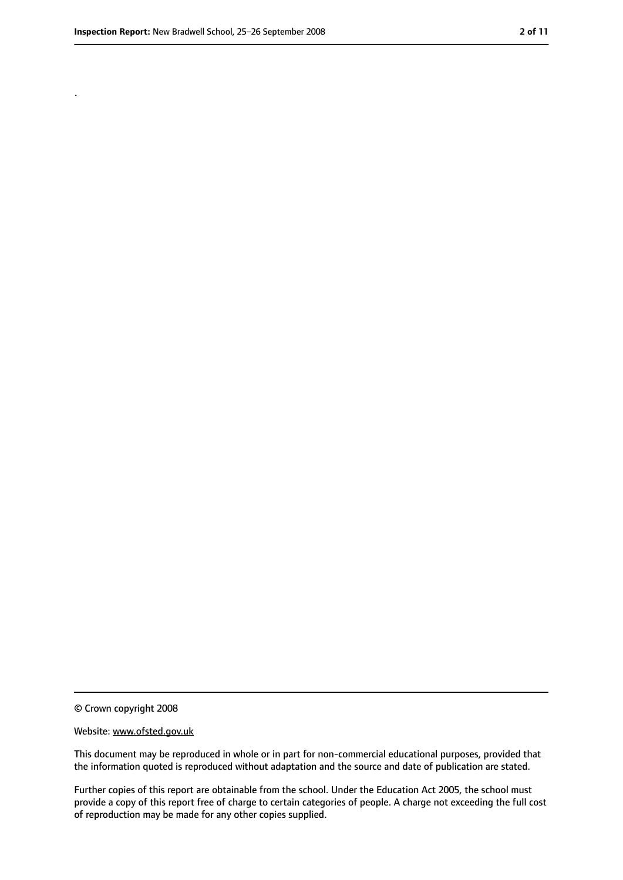.

© Crown copyright 2008

Website: www.ofsted.gov.uk

This document may be reproduced in whole or in part for non-commercial educational purposes, provided that the information quoted is reproduced without adaptation and the source and date of publication are stated.

Further copies of this report are obtainable from the school. Under the Education Act 2005, the school must provide a copy of this report free of charge to certain categories of people. A charge not exceeding the full cost of reproduction may be made for any other copies supplied.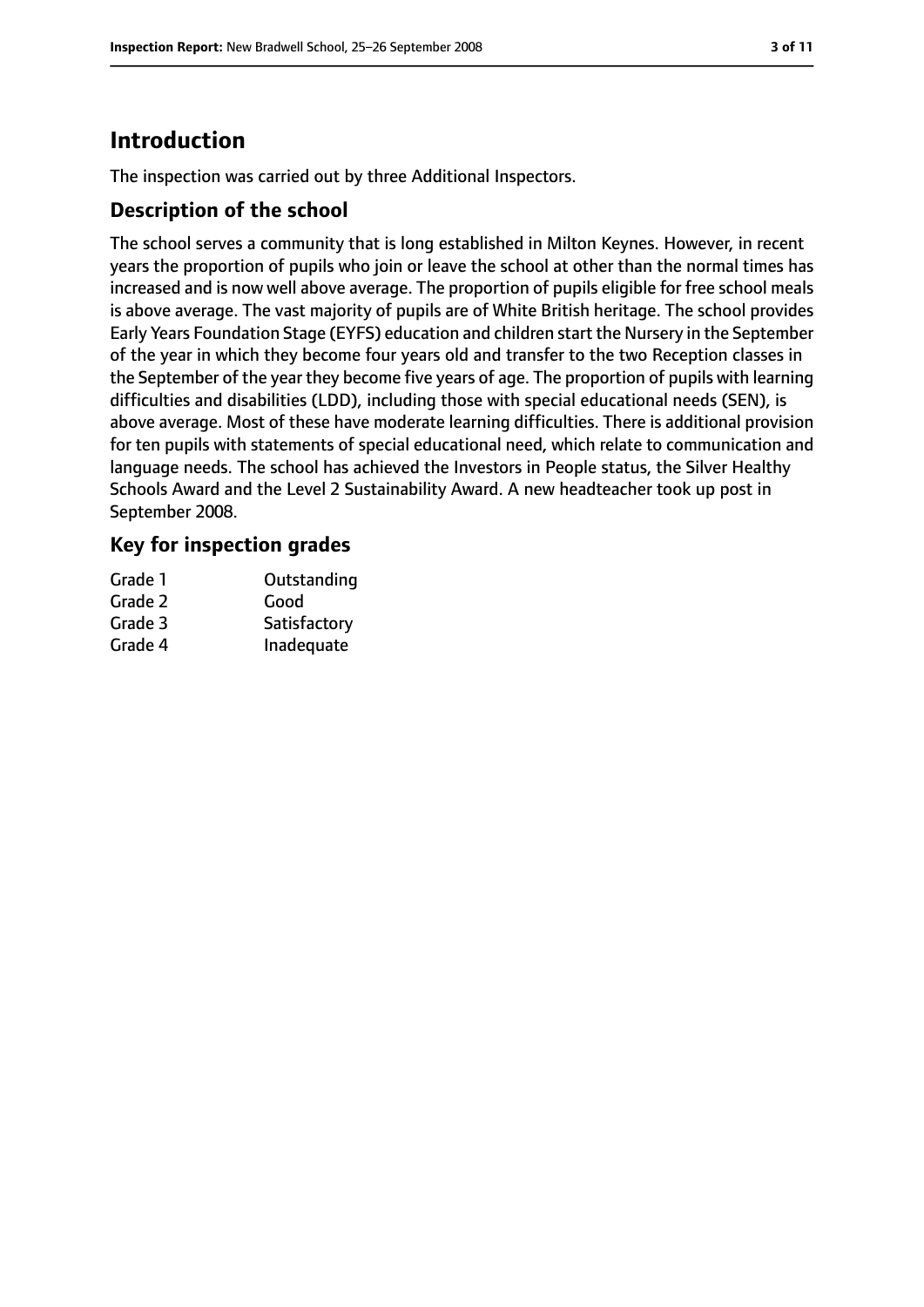## Introduction

The inspection was carried out by three Additional Inspectors.

### Description of the school

The school serves a community that is long established in Milton Keynes. However, in recent years the proportion of pupils who join or leave the school at other than the normal times has increased and is now well above average. The proportion of pupils eligible for free school meals is above average. The vast majority of pupils are of White British heritage. The school provides Early Years Foundation Stage (EYFS) education and children start the Nursery in the September of the year in which they become four years old and transfer to the two Reception classes in the September of the year they become five years of age. The proportion of pupils with learning difficulties and disabilities (LDD), including those with special educational needs (SEN), is above average. Most of these have moderate learning difficulties. There is additional provision for ten pupils with statements of special educational need, which relate to communication and language needs. The school has achieved the Investors in People status, the Silver Healthy Schools Award and the Level 2 Sustainability Award. A new headteacher took up post in September 2008.

### Key for inspection grades

| | |
|---|---|
| Grade 1 | Outstanding |
| Grade 2 | Good |
| Grade 3 | Satisfactory |
| Grade 4 | Inadequate |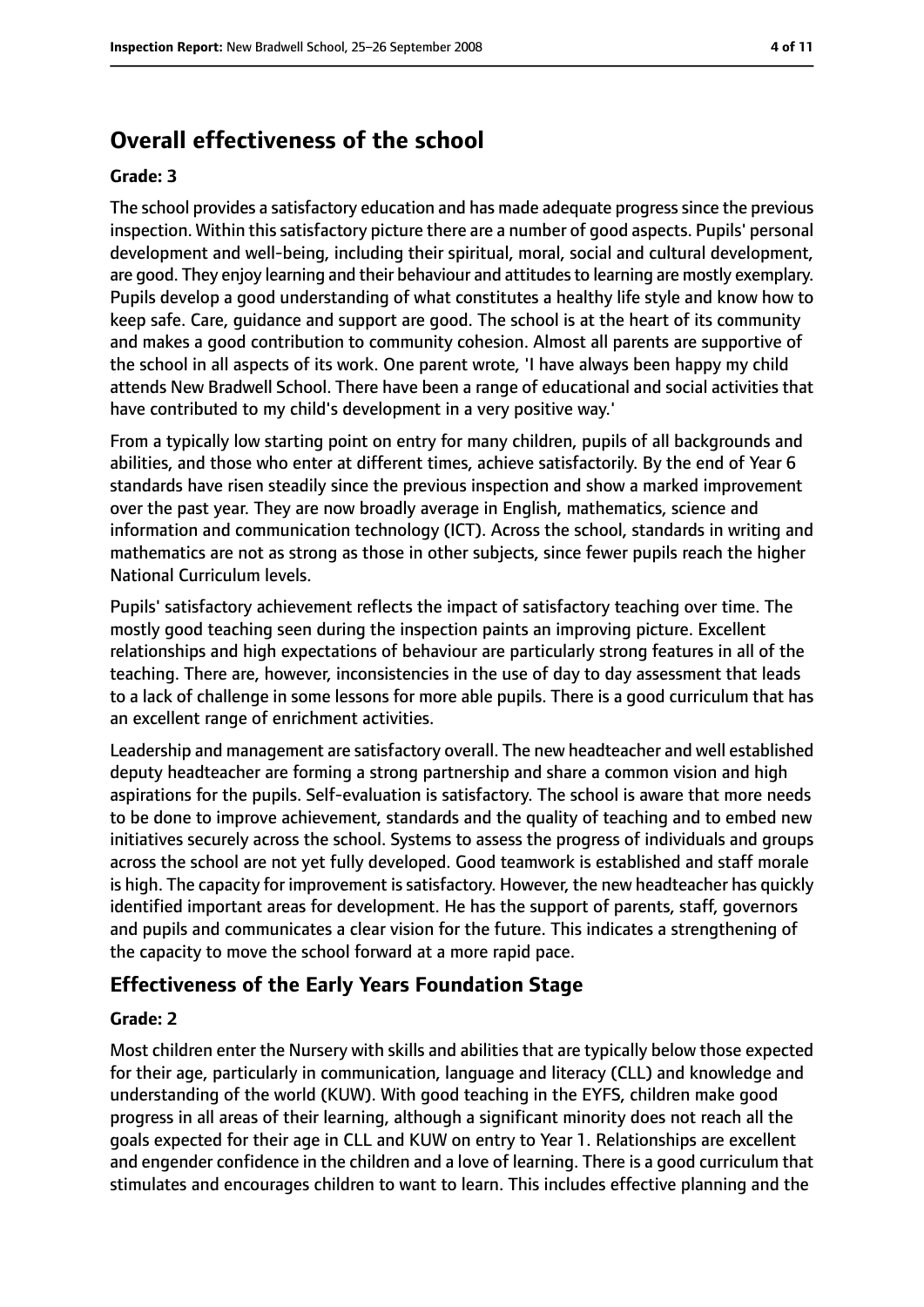# Overall effectiveness of the school

**Grade: 3**

The school provides a satisfactory education and has made adequate progress since the previous inspection. Within this satisfactory picture there are a number of good aspects. Pupils' personal development and well-being, including their spiritual, moral, social and cultural development, are good. They enjoy learning and their behaviour and attitudes to learning are mostly exemplary. Pupils develop a good understanding of what constitutes a healthy life style and know how to keep safe. Care, guidance and support are good. The school is at the heart of its community and makes a good contribution to community cohesion. Almost all parents are supportive of the school in all aspects of its work. One parent wrote, 'I have always been happy my child attends New Bradwell School. There have been a range of educational and social activities that have contributed to my child's development in a very positive way.'

From a typically low starting point on entry for many children, pupils of all backgrounds and abilities, and those who enter at different times, achieve satisfactorily. By the end of Year 6 standards have risen steadily since the previous inspection and show a marked improvement over the past year. They are now broadly average in English, mathematics, science and information and communication technology (ICT). Across the school, standards in writing and mathematics are not as strong as those in other subjects, since fewer pupils reach the higher National Curriculum levels.

Pupils' satisfactory achievement reflects the impact of satisfactory teaching over time. The mostly good teaching seen during the inspection paints an improving picture. Excellent relationships and high expectations of behaviour are particularly strong features in all of the teaching. There are, however, inconsistencies in the use of day to day assessment that leads to a lack of challenge in some lessons for more able pupils. There is a good curriculum that has an excellent range of enrichment activities.

Leadership and management are satisfactory overall. The new headteacher and well established deputy headteacher are forming a strong partnership and share a common vision and high aspirations for the pupils. Self-evaluation is satisfactory. The school is aware that more needs to be done to improve achievement, standards and the quality of teaching and to embed new initiatives securely across the school. Systems to assess the progress of individuals and groups across the school are not yet fully developed. Good teamwork is established and staff morale is high. The capacity for improvement is satisfactory. However, the new headteacher has quickly identified important areas for development. He has the support of parents, staff, governors and pupils and communicates a clear vision for the future. This indicates a strengthening of the capacity to move the school forward at a more rapid pace.

## Effectiveness of the Early Years Foundation Stage

**Grade: 2**

Most children enter the Nursery with skills and abilities that are typically below those expected for their age, particularly in communication, language and literacy (CLL) and knowledge and understanding of the world (KUW). With good teaching in the EYFS, children make good progress in all areas of their learning, although a significant minority does not reach all the goals expected for their age in CLL and KUW on entry to Year 1. Relationships are excellent and engender confidence in the children and a love of learning. There is a good curriculum that stimulates and encourages children to want to learn. This includes effective planning and the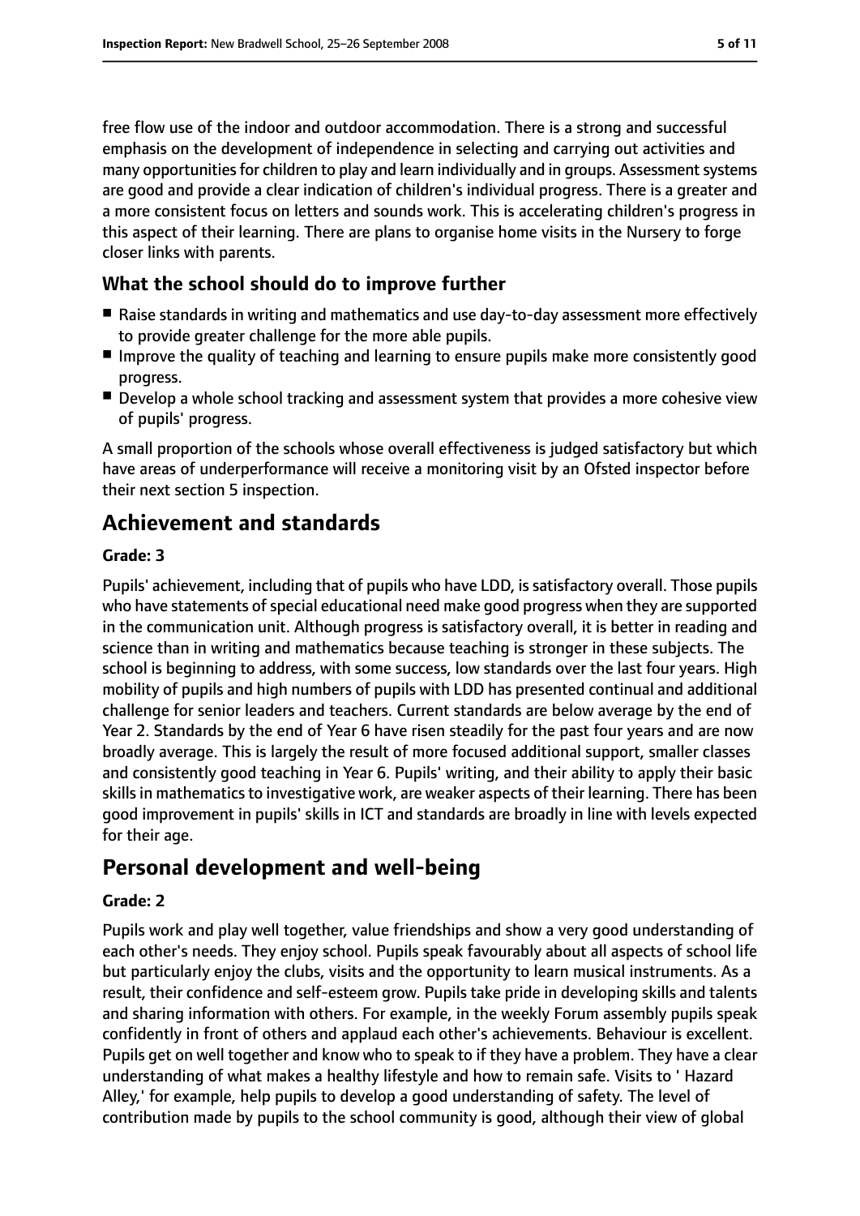free flow use of the indoor and outdoor accommodation. There is a strong and successful emphasis on the development of independence in selecting and carrying out activities and many opportunities for children to play and learn individually and in groups. Assessment systems are good and provide a clear indication of children's individual progress. There is a greater and a more consistent focus on letters and sounds work. This is accelerating children's progress in this aspect of their learning. There are plans to organise home visits in the Nursery to forge closer links with parents.

### What the school should do to improve further

- Raise standards in writing and mathematics and use day-to-day assessment more effectively to provide greater challenge for the more able pupils.
- Improve the quality of teaching and learning to ensure pupils make more consistently good progress.
- Develop a whole school tracking and assessment system that provides a more cohesive view of pupils' progress.

A small proportion of the schools whose overall effectiveness is judged satisfactory but which have areas of underperformance will receive a monitoring visit by an Ofsted inspector before their next section 5 inspection.

## Achievement and standards

#### Grade: 3

Pupils' achievement, including that of pupils who have LDD, is satisfactory overall. Those pupils who have statements of special educational need make good progress when they are supported in the communication unit. Although progress is satisfactory overall, it is better in reading and science than in writing and mathematics because teaching is stronger in these subjects. The school is beginning to address, with some success, low standards over the last four years. High mobility of pupils and high numbers of pupils with LDD has presented continual and additional challenge for senior leaders and teachers. Current standards are below average by the end of Year 2. Standards by the end of Year 6 have risen steadily for the past four years and are now broadly average. This is largely the result of more focused additional support, smaller classes and consistently good teaching in Year 6. Pupils' writing, and their ability to apply their basic skills in mathematics to investigative work, are weaker aspects of their learning. There has been good improvement in pupils' skills in ICT and standards are broadly in line with levels expected for their age.

## Personal development and well-being

#### Grade: 2

Pupils work and play well together, value friendships and show a very good understanding of each other's needs. They enjoy school. Pupils speak favourably about all aspects of school life but particularly enjoy the clubs, visits and the opportunity to learn musical instruments. As a result, their confidence and self-esteem grow. Pupils take pride in developing skills and talents and sharing information with others. For example, in the weekly Forum assembly pupils speak confidently in front of others and applaud each other's achievements. Behaviour is excellent. Pupils get on well together and know who to speak to if they have a problem. They have a clear understanding of what makes a healthy lifestyle and how to remain safe. Visits to ' Hazard Alley,' for example, help pupils to develop a good understanding of safety. The level of contribution made by pupils to the school community is good, although their view of global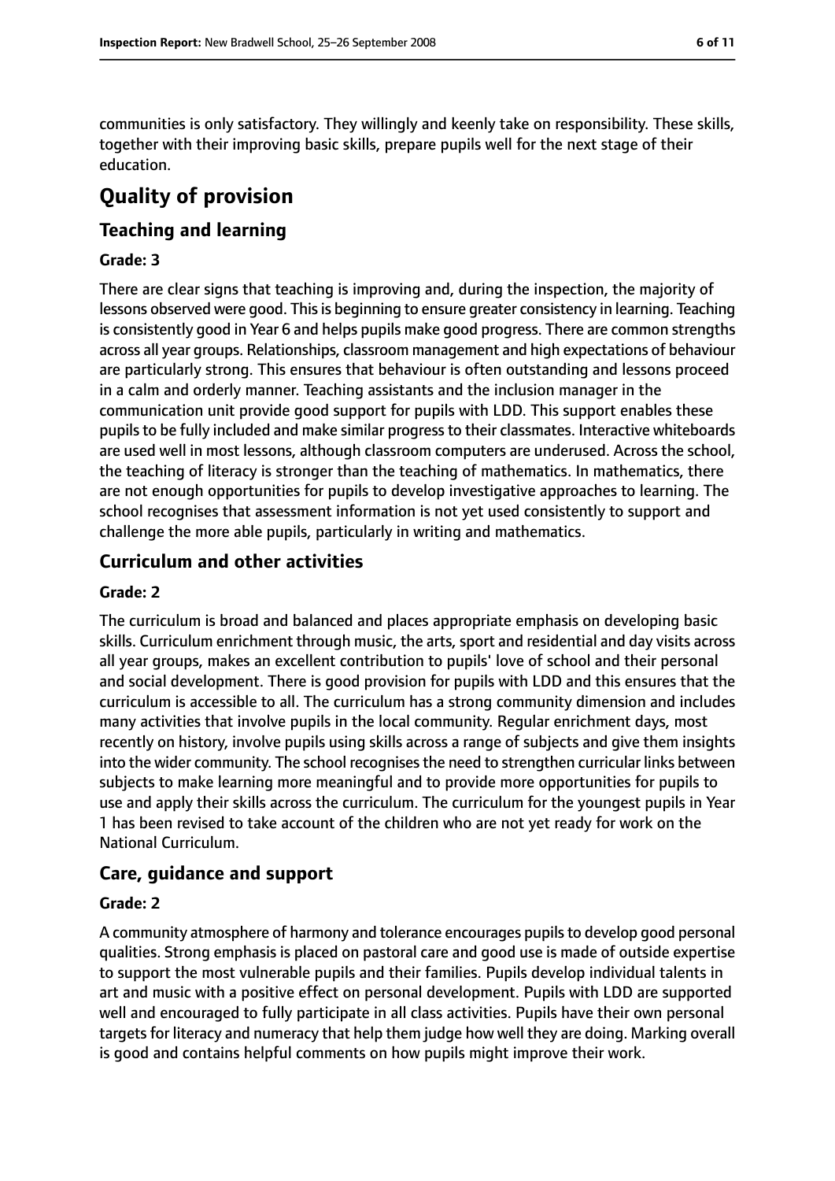communities is only satisfactory. They willingly and keenly take on responsibility. These skills, together with their improving basic skills, prepare pupils well for the next stage of their education.

# Quality of provision

## Teaching and learning

### Grade: 3

There are clear signs that teaching is improving and, during the inspection, the majority of lessons observed were good. This is beginning to ensure greater consistency in learning. Teaching is consistently good in Year 6 and helps pupils make good progress. There are common strengths across all year groups. Relationships, classroom management and high expectations of behaviour are particularly strong. This ensures that behaviour is often outstanding and lessons proceed in a calm and orderly manner. Teaching assistants and the inclusion manager in the communication unit provide good support for pupils with LDD. This support enables these pupils to be fully included and make similar progress to their classmates. Interactive whiteboards are used well in most lessons, although classroom computers are underused. Across the school, the teaching of literacy is stronger than the teaching of mathematics. In mathematics, there are not enough opportunities for pupils to develop investigative approaches to learning. The school recognises that assessment information is not yet used consistently to support and challenge the more able pupils, particularly in writing and mathematics.

## Curriculum and other activities

### Grade: 2

The curriculum is broad and balanced and places appropriate emphasis on developing basic skills. Curriculum enrichment through music, the arts, sport and residential and day visits across all year groups, makes an excellent contribution to pupils' love of school and their personal and social development. There is good provision for pupils with LDD and this ensures that the curriculum is accessible to all. The curriculum has a strong community dimension and includes many activities that involve pupils in the local community. Regular enrichment days, most recently on history, involve pupils using skills across a range of subjects and give them insights into the wider community. The school recognises the need to strengthen curricular links between subjects to make learning more meaningful and to provide more opportunities for pupils to use and apply their skills across the curriculum. The curriculum for the youngest pupils in Year 1 has been revised to take account of the children who are not yet ready for work on the National Curriculum.

## Care, guidance and support

### Grade: 2

A community atmosphere of harmony and tolerance encourages pupils to develop good personal qualities. Strong emphasis is placed on pastoral care and good use is made of outside expertise to support the most vulnerable pupils and their families. Pupils develop individual talents in art and music with a positive effect on personal development. Pupils with LDD are supported well and encouraged to fully participate in all class activities. Pupils have their own personal targets for literacy and numeracy that help them judge how well they are doing. Marking overall is good and contains helpful comments on how pupils might improve their work.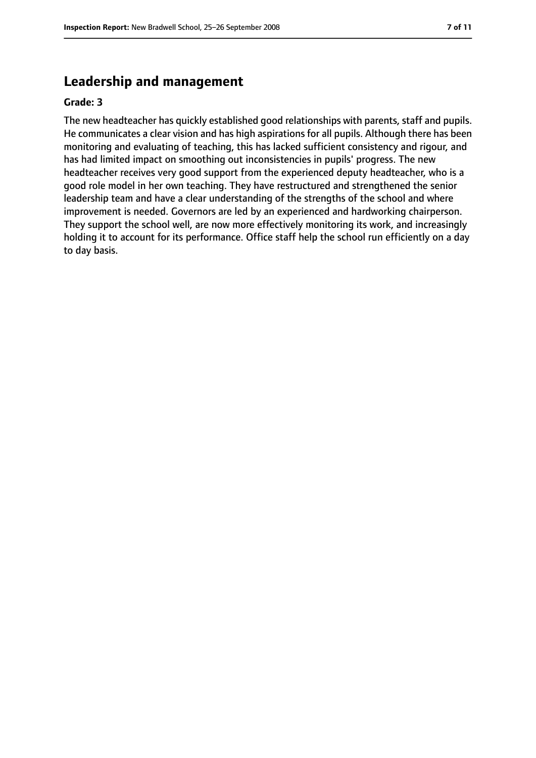## Leadership and management

**Grade: 3**

The new headteacher has quickly established good relationships with parents, staff and pupils. He communicates a clear vision and has high aspirations for all pupils. Although there has been monitoring and evaluating of teaching, this has lacked sufficient consistency and rigour, and has had limited impact on smoothing out inconsistencies in pupils' progress. The new headteacher receives very good support from the experienced deputy headteacher, who is a good role model in her own teaching. They have restructured and strengthened the senior leadership team and have a clear understanding of the strengths of the school and where improvement is needed. Governors are led by an experienced and hardworking chairperson. They support the school well, are now more effectively monitoring its work, and increasingly holding it to account for its performance. Office staff help the school run efficiently on a day to day basis.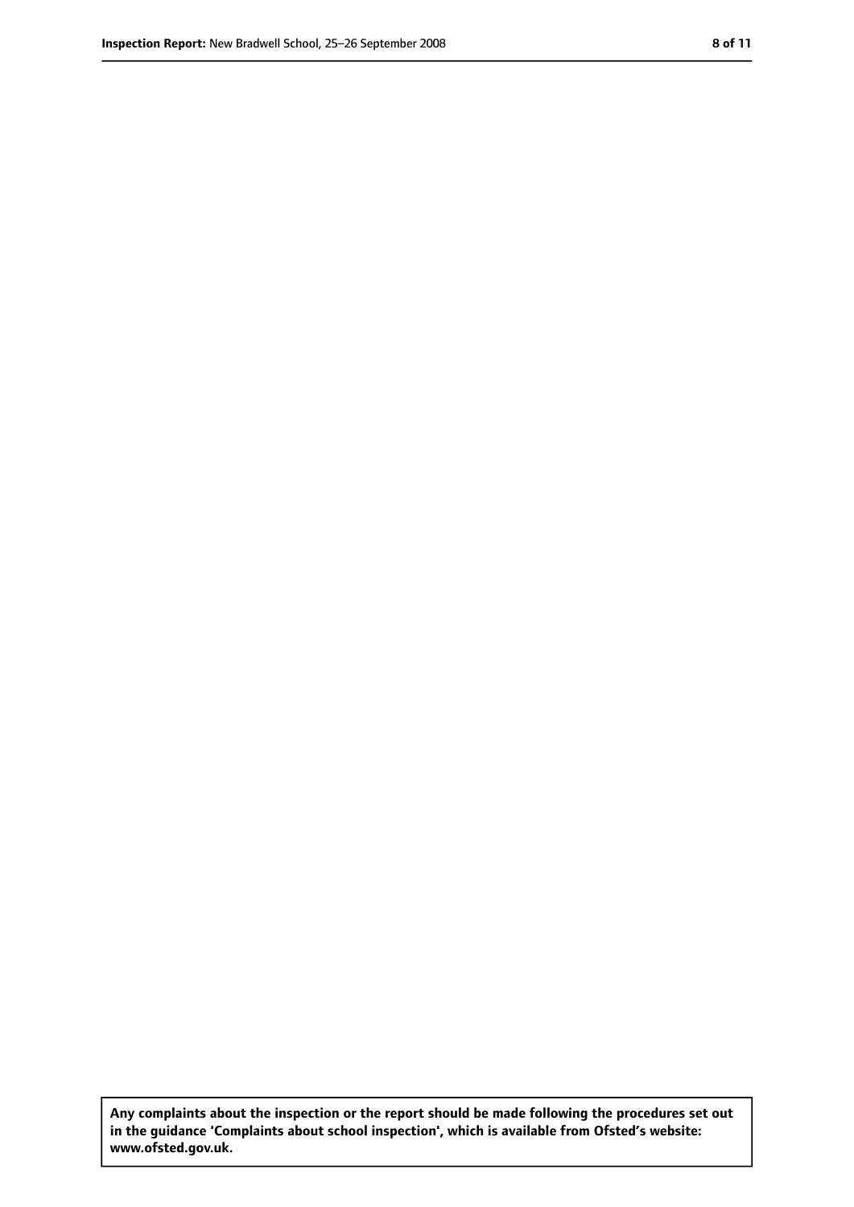**Any complaints about the inspection or the report should be made following the procedures set out in the guidance 'Complaints about school inspection', which is available from Ofsted's website: www.ofsted.gov.uk.**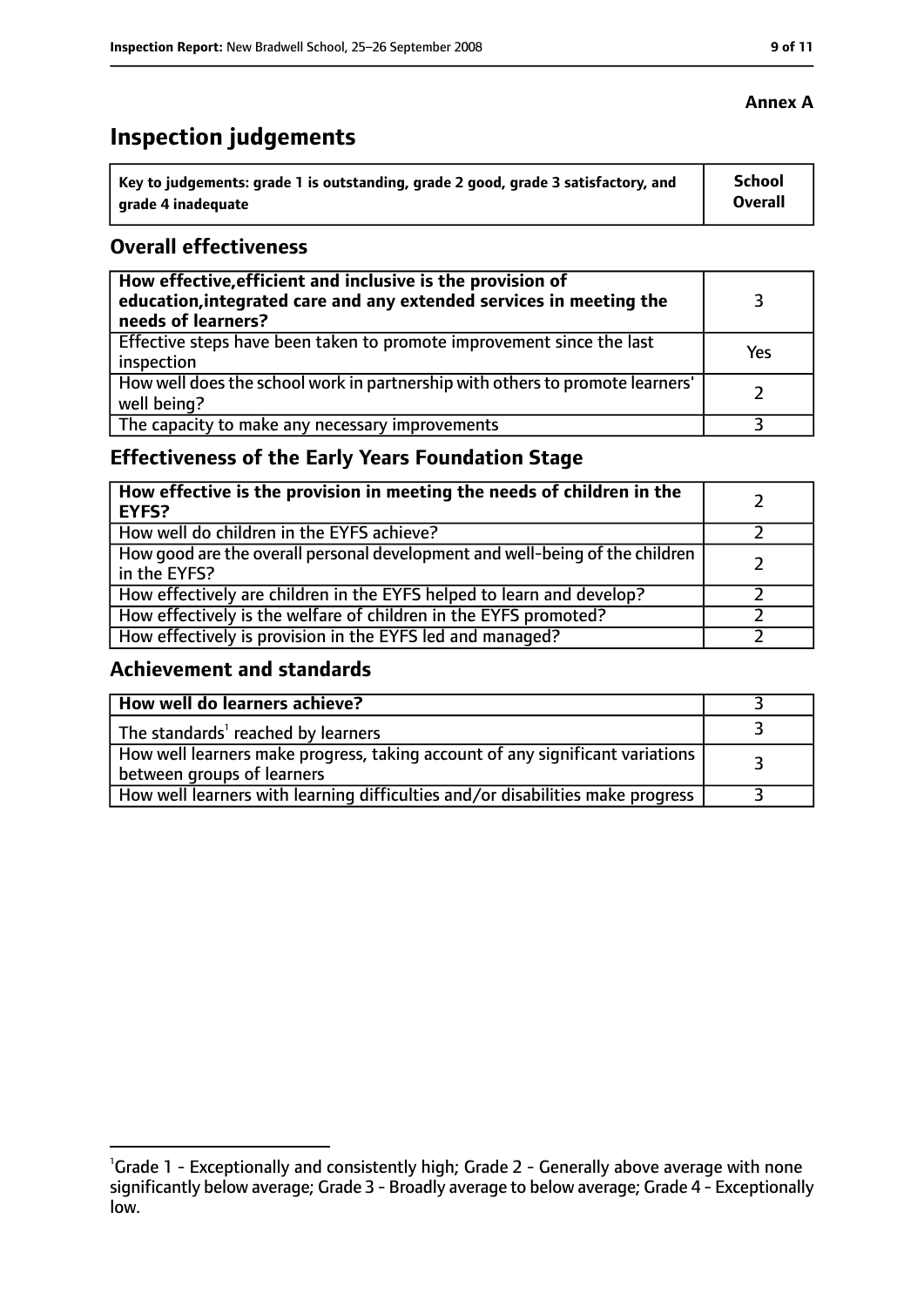**Annex A**

# Inspection judgements

| Key to judgements: grade 1 is outstanding, grade 2 good, grade 3 satisfactory, and grade 4 inadequate | School Overall |
|---|---|

## Overall effectiveness

| | |
|---|---|
| **How effective, efficient and inclusive is the provision of education, integrated care and any extended services in meeting the needs of learners?** | 3 |
| Effective steps have been taken to promote improvement since the last inspection | Yes |
| How well does the school work in partnership with others to promote learners' well being? | 2 |
| The capacity to make any necessary improvements | 3 |

## Effectiveness of the Early Years Foundation Stage

| | |
|---|---|
| **How effective is the provision in meeting the needs of children in the EYFS?** | 2 |
| How well do children in the EYFS achieve? | 2 |
| How good are the overall personal development and well-being of the children in the EYFS? | 2 |
| How effectively are children in the EYFS helped to learn and develop? | 2 |
| How effectively is the welfare of children in the EYFS promoted? | 2 |
| How effectively is provision in the EYFS led and managed? | 2 |

## Achievement and standards

| | |
|---|---|
| **How well do learners achieve?** | 3 |
| The standards[1] reached by learners | 3 |
| How well learners make progress, taking account of any significant variations between groups of learners | 3 |
| How well learners with learning difficulties and/or disabilities make progress | 3 |

[1] Grade 1 - Exceptionally and consistently high; Grade 2 - Generally above average with none significantly below average; Grade 3 - Broadly average to below average; Grade 4 - Exceptionally low.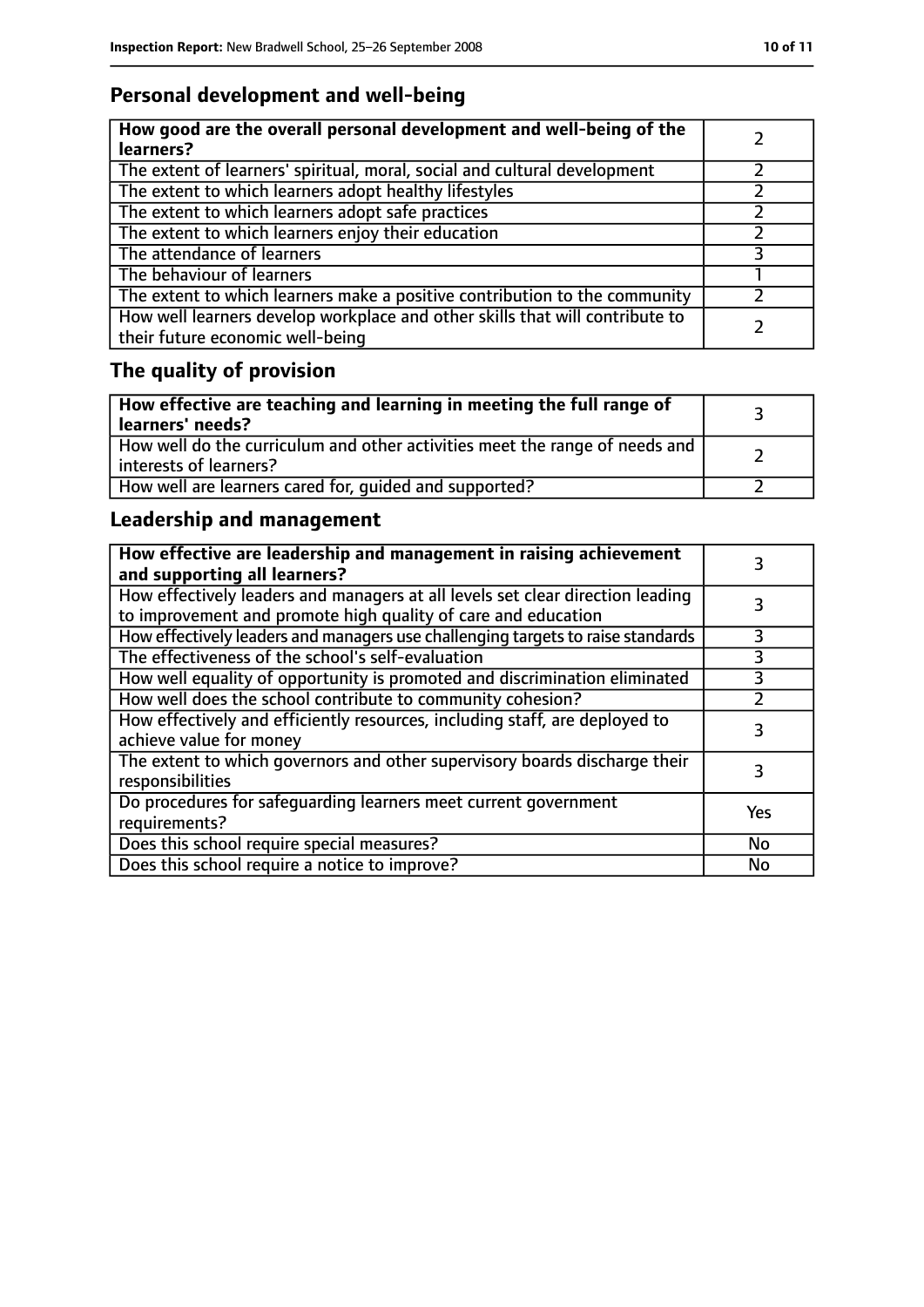## Personal development and well-being

| How good are the overall personal development and well-being of the learners? | 2 |
|---|---|
| The extent of learners' spiritual, moral, social and cultural development | 2 |
| The extent to which learners adopt healthy lifestyles | 2 |
| The extent to which learners adopt safe practices | 2 |
| The extent to which learners enjoy their education | 2 |
| The attendance of learners | 3 |
| The behaviour of learners | 1 |
| The extent to which learners make a positive contribution to the community | 2 |
| How well learners develop workplace and other skills that will contribute to their future economic well-being | 2 |

## The quality of provision

| How effective are teaching and learning in meeting the full range of learners' needs? | 3 |
|---|---|
| How well do the curriculum and other activities meet the range of needs and interests of learners? | 2 |
| How well are learners cared for, guided and supported? | 2 |

## Leadership and management

| How effective are leadership and management in raising achievement and supporting all learners? | 3 |
|---|---|
| How effectively leaders and managers at all levels set clear direction leading to improvement and promote high quality of care and education | 3 |
| How effectively leaders and managers use challenging targets to raise standards | 3 |
| The effectiveness of the school's self-evaluation | 3 |
| How well equality of opportunity is promoted and discrimination eliminated | 3 |
| How well does the school contribute to community cohesion? | 2 |
| How effectively and efficiently resources, including staff, are deployed to achieve value for money | 3 |
| The extent to which governors and other supervisory boards discharge their responsibilities | 3 |
| Do procedures for safeguarding learners meet current government requirements? | Yes |
| Does this school require special measures? | No |
| Does this school require a notice to improve? | No |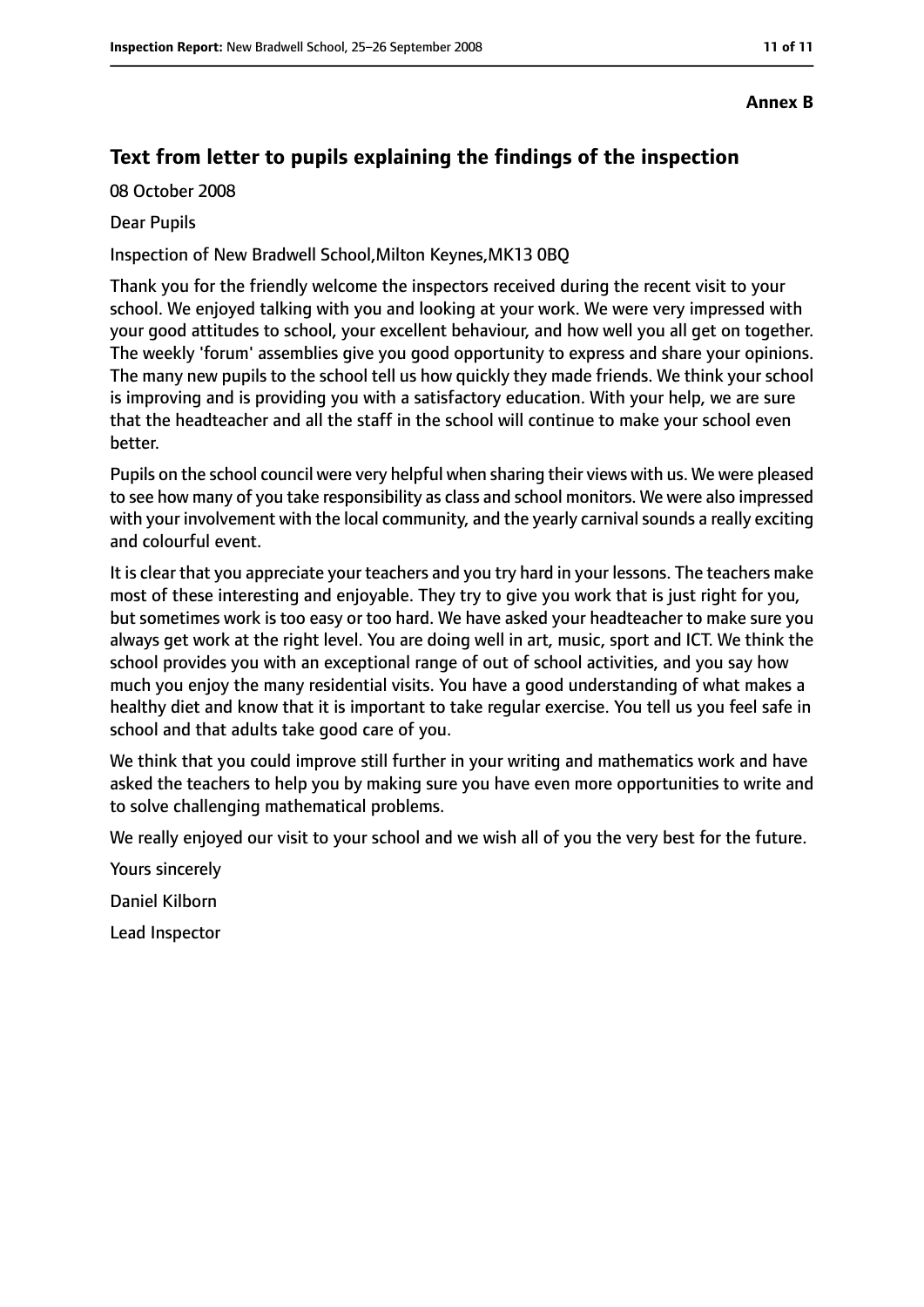**Annex B**

## Text from letter to pupils explaining the findings of the inspection

08 October 2008

Dear Pupils

Inspection of New Bradwell School,Milton Keynes,MK13 0BQ

Thank you for the friendly welcome the inspectors received during the recent visit to your school. We enjoyed talking with you and looking at your work. We were very impressed with your good attitudes to school, your excellent behaviour, and how well you all get on together. The weekly 'forum' assemblies give you good opportunity to express and share your opinions. The many new pupils to the school tell us how quickly they made friends. We think your school is improving and is providing you with a satisfactory education. With your help, we are sure that the headteacher and all the staff in the school will continue to make your school even better.

Pupils on the school council were very helpful when sharing their views with us. We were pleased to see how many of you take responsibility as class and school monitors. We were also impressed with your involvement with the local community, and the yearly carnival sounds a really exciting and colourful event.

It is clear that you appreciate your teachers and you try hard in your lessons. The teachers make most of these interesting and enjoyable. They try to give you work that is just right for you, but sometimes work is too easy or too hard. We have asked your headteacher to make sure you always get work at the right level. You are doing well in art, music, sport and ICT. We think the school provides you with an exceptional range of out of school activities, and you say how much you enjoy the many residential visits. You have a good understanding of what makes a healthy diet and know that it is important to take regular exercise. You tell us you feel safe in school and that adults take good care of you.

We think that you could improve still further in your writing and mathematics work and have asked the teachers to help you by making sure you have even more opportunities to write and to solve challenging mathematical problems.

We really enjoyed our visit to your school and we wish all of you the very best for the future.

Yours sincerely

Daniel Kilborn

Lead Inspector